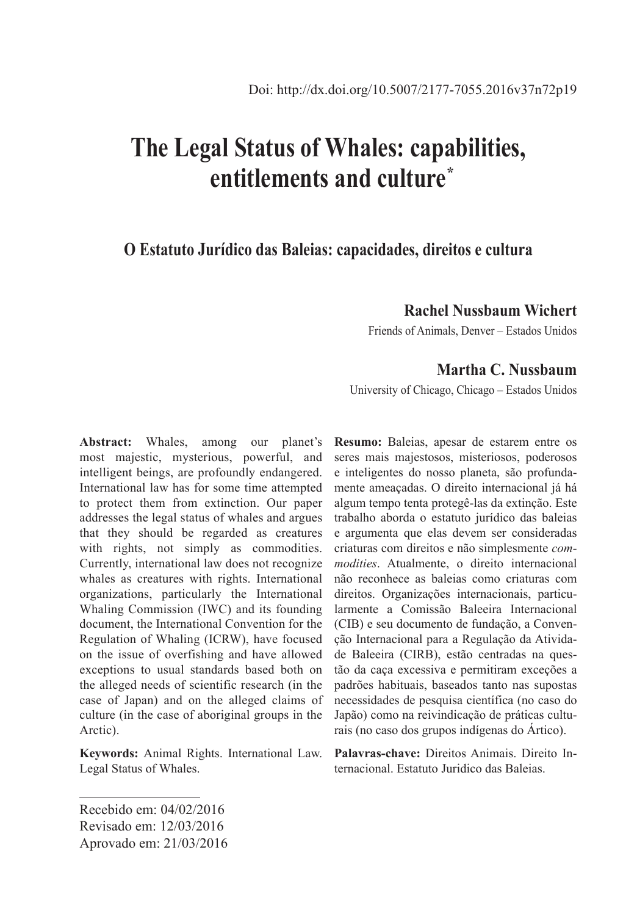Doi: http://dx.doi.org/10.5007/2177-7055.2016v37n72p19

# The Legal Status of Whales: capabilities, entitlements and culture*

## O Estatuto Jurídico das Baleias: capacidades, direitos e cultura

**Rachel Nussbaum Wichert**

Friends of Animals, Denver – Estados Unidos

**Martha C. Nussbaum**

University of Chicago, Chicago – Estados Unidos

**Abstract:** Whales, among our planet's most majestic, mysterious, powerful, and intelligent beings, are profoundly endangered. International law has for some time attempted to protect them from extinction. Our paper addresses the legal status of whales and argues that they should be regarded as creatures with rights, not simply as commodities. Currently, international law does not recognize whales as creatures with rights. International organizations, particularly the International Whaling Commission (IWC) and its founding document, the International Convention for the Regulation of Whaling (ICRW), have focused on the issue of overfishing and have allowed exceptions to usual standards based both on the alleged needs of scientific research (in the case of Japan) and on the alleged claims of culture (in the case of aboriginal groups in the Arctic).

**Keywords:** Animal Rights. International Law. Legal Status of Whales.

**Resumo:** Baleias, apesar de estarem entre os seres mais majestosos, misteriosos, poderosos e inteligentes do nosso planeta, são profundamente ameaçadas. O direito internacional já há algum tempo tenta protegê-las da extinção. Este trabalho aborda o estatuto jurídico das baleias e argumenta que elas devem ser consideradas criaturas com direitos e não simplesmente *commodities*. Atualmente, o direito internacional não reconhece as baleias como criaturas com direitos. Organizações internacionais, particularmente a Comissão Baleeira Internacional (CIB) e seu documento de fundação, a Convenção Internacional para a Regulação da Atividade de Baleeira (CIRB), estão centradas na questão da caça excessiva e permitiram exceções a padrões habituais, baseados tanto nas supostas necessidades de pesquisa científica (no caso do Japão) como na reivindicação de práticas culturais (no caso dos grupos indígenas do Ártico).

**Palavras-chave:** Direitos Animais. Direito Internacional. Estatuto Juridico das Baleias.

---

Recebido em: 04/02/2016
Revisado em: 12/03/2016
Aprovado em: 21/03/2016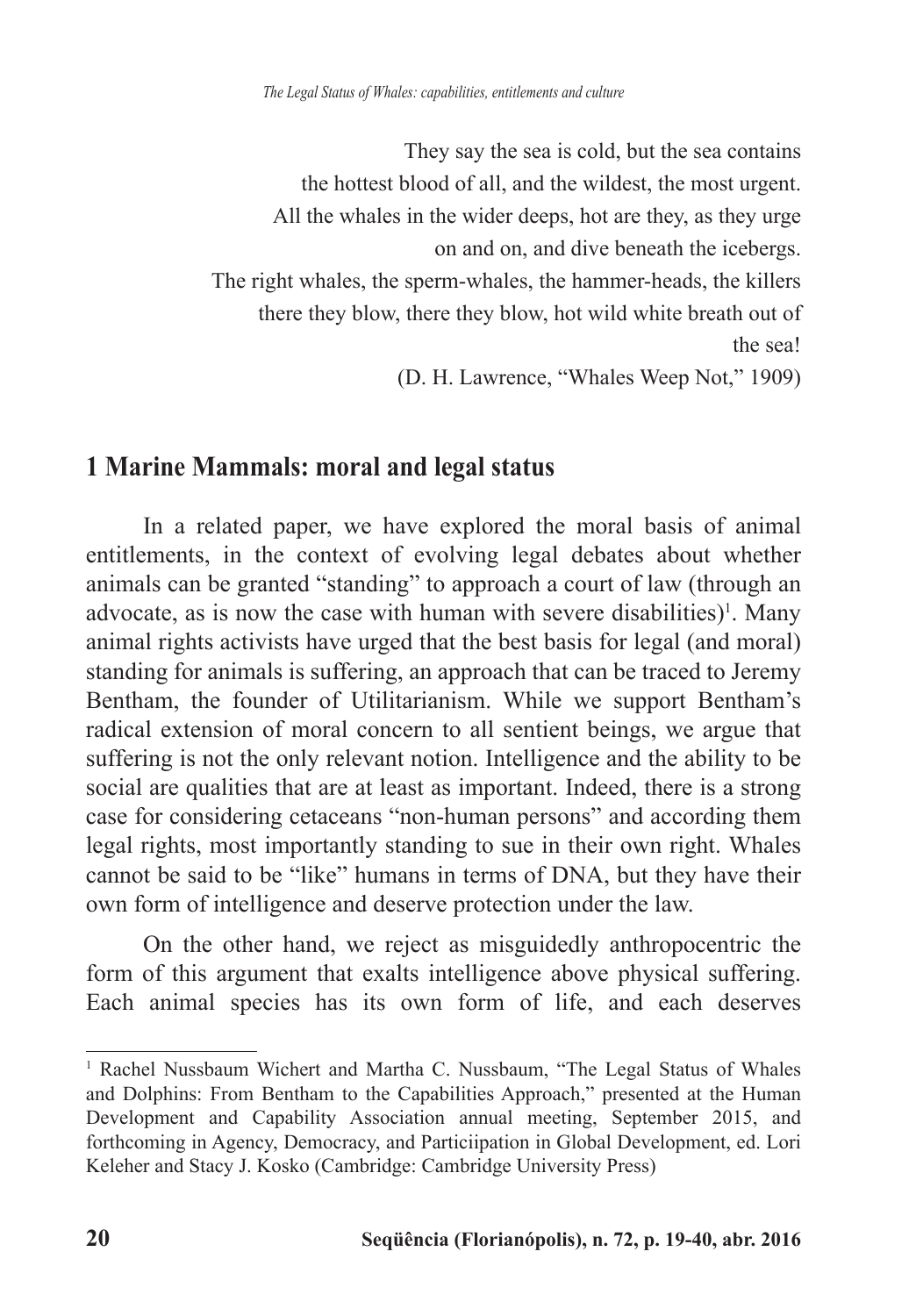They say the sea is cold, but the sea contains
the hottest blood of all, and the wildest, the most urgent.
All the whales in the wider deeps, hot are they, as they urge
on and on, and dive beneath the icebergs.
The right whales, the sperm-whales, the hammer-heads, the killers
there they blow, there they blow, hot wild white breath out of
the sea!
(D. H. Lawrence, "Whales Weep Not," 1909)

## 1 Marine Mammals: moral and legal status

In a related paper, we have explored the moral basis of animal entitlements, in the context of evolving legal debates about whether animals can be granted "standing" to approach a court of law (through an advocate, as is now the case with human with severe disabilities)[1]. Many animal rights activists have urged that the best basis for legal (and moral) standing for animals is suffering, an approach that can be traced to Jeremy Bentham, the founder of Utilitarianism. While we support Bentham's radical extension of moral concern to all sentient beings, we argue that suffering is not the only relevant notion. Intelligence and the ability to be social are qualities that are at least as important. Indeed, there is a strong case for considering cetaceans "non-human persons" and according them legal rights, most importantly standing to sue in their own right. Whales cannot be said to be "like" humans in terms of DNA, but they have their own form of intelligence and deserve protection under the law.

On the other hand, we reject as misguidedly anthropocentric the form of this argument that exalts intelligence above physical suffering. Each animal species has its own form of life, and each deserves

[1] Rachel Nussbaum Wichert and Martha C. Nussbaum, "The Legal Status of Whales and Dolphins: From Bentham to the Capabilities Approach," presented at the Human Development and Capability Association annual meeting, September 2015, and forthcoming in Agency, Democracy, and Particiipation in Global Development, ed. Lori Keleher and Stacy J. Kosko (Cambridge: Cambridge University Press)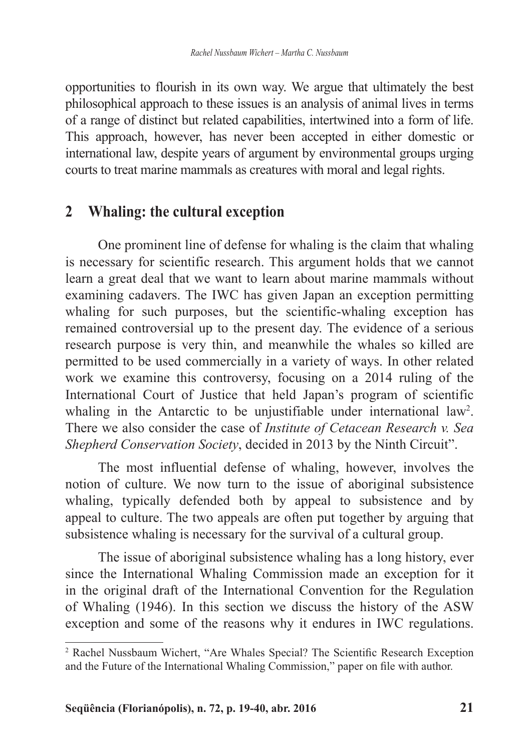opportunities to flourish in its own way. We argue that ultimately the best philosophical approach to these issues is an analysis of animal lives in terms of a range of distinct but related capabilities, intertwined into a form of life. This approach, however, has never been accepted in either domestic or international law, despite years of argument by environmental groups urging courts to treat marine mammals as creatures with moral and legal rights.

## 2 Whaling: the cultural exception

One prominent line of defense for whaling is the claim that whaling is necessary for scientific research. This argument holds that we cannot learn a great deal that we want to learn about marine mammals without examining cadavers. The IWC has given Japan an exception permitting whaling for such purposes, but the scientific-whaling exception has remained controversial up to the present day. The evidence of a serious research purpose is very thin, and meanwhile the whales so killed are permitted to be used commercially in a variety of ways. In other related work we examine this controversy, focusing on a 2014 ruling of the International Court of Justice that held Japan's program of scientific whaling in the Antarctic to be unjustifiable under international law[2]. There we also consider the case of *Institute of Cetacean Research v. Sea Shepherd Conservation Society*, decided in 2013 by the Ninth Circuit".

The most influential defense of whaling, however, involves the notion of culture. We now turn to the issue of aboriginal subsistence whaling, typically defended both by appeal to subsistence and by appeal to culture. The two appeals are often put together by arguing that subsistence whaling is necessary for the survival of a cultural group.

The issue of aboriginal subsistence whaling has a long history, ever since the International Whaling Commission made an exception for it in the original draft of the International Convention for the Regulation of Whaling (1946). In this section we discuss the history of the ASW exception and some of the reasons why it endures in IWC regulations.

[2] Rachel Nussbaum Wichert, "Are Whales Special? The Scientific Research Exception and the Future of the International Whaling Commission," paper on file with author.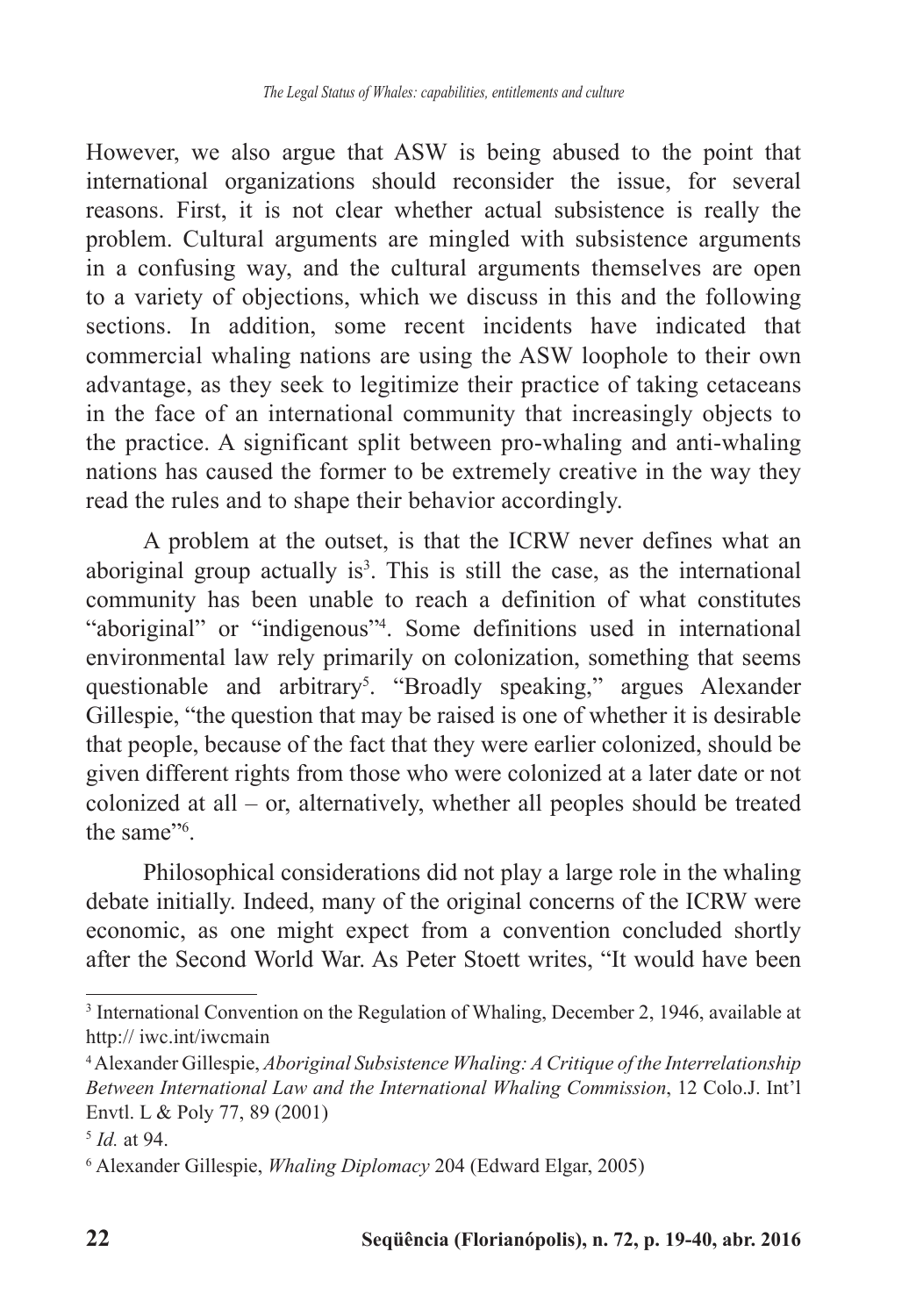However, we also argue that ASW is being abused to the point that international organizations should reconsider the issue, for several reasons. First, it is not clear whether actual subsistence is really the problem. Cultural arguments are mingled with subsistence arguments in a confusing way, and the cultural arguments themselves are open to a variety of objections, which we discuss in this and the following sections. In addition, some recent incidents have indicated that commercial whaling nations are using the ASW loophole to their own advantage, as they seek to legitimize their practice of taking cetaceans in the face of an international community that increasingly objects to the practice. A significant split between pro-whaling and anti-whaling nations has caused the former to be extremely creative in the way they read the rules and to shape their behavior accordingly.

A problem at the outset, is that the ICRW never defines what an aboriginal group actually is[3]. This is still the case, as the international community has been unable to reach a definition of what constitutes "aboriginal" or "indigenous"[4]. Some definitions used in international environmental law rely primarily on colonization, something that seems questionable and arbitrary[5]. "Broadly speaking," argues Alexander Gillespie, "the question that may be raised is one of whether it is desirable that people, because of the fact that they were earlier colonized, should be given different rights from those who were colonized at a later date or not colonized at all – or, alternatively, whether all peoples should be treated the same"[6].

Philosophical considerations did not play a large role in the whaling debate initially. Indeed, many of the original concerns of the ICRW were economic, as one might expect from a convention concluded shortly after the Second World War. As Peter Stoett writes, "It would have been

---

[3] International Convention on the Regulation of Whaling, December 2, 1946, available at http:// iwc.int/iwcmain

[4] Alexander Gillespie, *Aboriginal Subsistence Whaling: A Critique of the Interrelationship Between International Law and the International Whaling Commission*, 12 Colo.J. Int'l Envtl. L & Poly 77, 89 (2001)

[5] *Id.* at 94.

[6] Alexander Gillespie, *Whaling Diplomacy* 204 (Edward Elgar, 2005)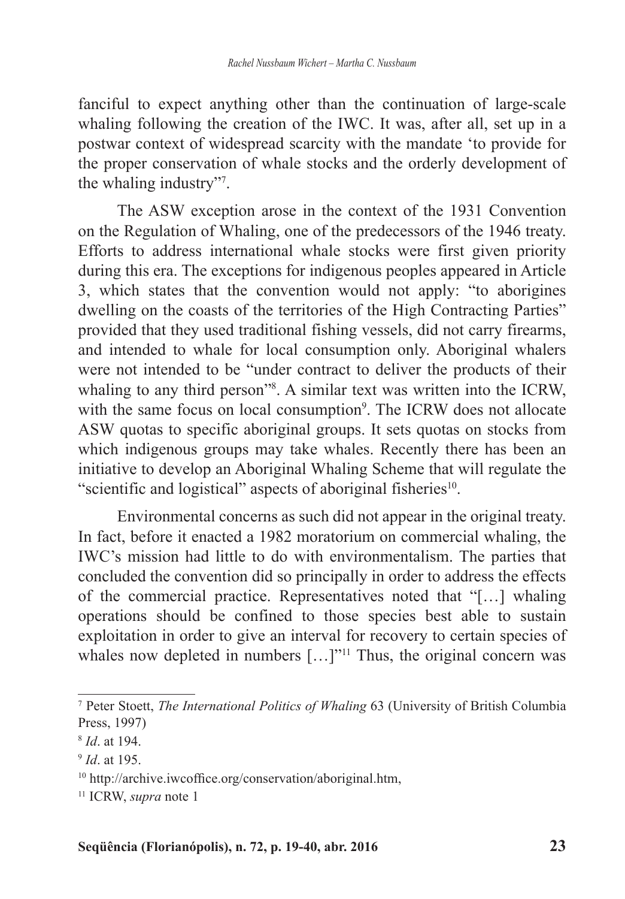fanciful to expect anything other than the continuation of large-scale whaling following the creation of the IWC. It was, after all, set up in a postwar context of widespread scarcity with the mandate 'to provide for the proper conservation of whale stocks and the orderly development of the whaling industry"[7].

The ASW exception arose in the context of the 1931 Convention on the Regulation of Whaling, one of the predecessors of the 1946 treaty. Efforts to address international whale stocks were first given priority during this era. The exceptions for indigenous peoples appeared in Article 3, which states that the convention would not apply: "to aborigines dwelling on the coasts of the territories of the High Contracting Parties" provided that they used traditional fishing vessels, did not carry firearms, and intended to whale for local consumption only. Aboriginal whalers were not intended to be "under contract to deliver the products of their whaling to any third person"[8]. A similar text was written into the ICRW, with the same focus on local consumption[9]. The ICRW does not allocate ASW quotas to specific aboriginal groups. It sets quotas on stocks from which indigenous groups may take whales. Recently there has been an initiative to develop an Aboriginal Whaling Scheme that will regulate the "scientific and logistical" aspects of aboriginal fisheries[10].

Environmental concerns as such did not appear in the original treaty. In fact, before it enacted a 1982 moratorium on commercial whaling, the IWC's mission had little to do with environmentalism. The parties that concluded the convention did so principally in order to address the effects of the commercial practice. Representatives noted that "[…] whaling operations should be confined to those species best able to sustain exploitation in order to give an interval for recovery to certain species of whales now depleted in numbers […]"[11] Thus, the original concern was

---

[7] Peter Stoett, *The International Politics of Whaling* 63 (University of British Columbia Press, 1997)

[8] *Id*. at 194.

[9] *Id*. at 195.

[10] http://archive.iwcoffice.org/conservation/aboriginal.htm,

[11] ICRW, *supra* note 1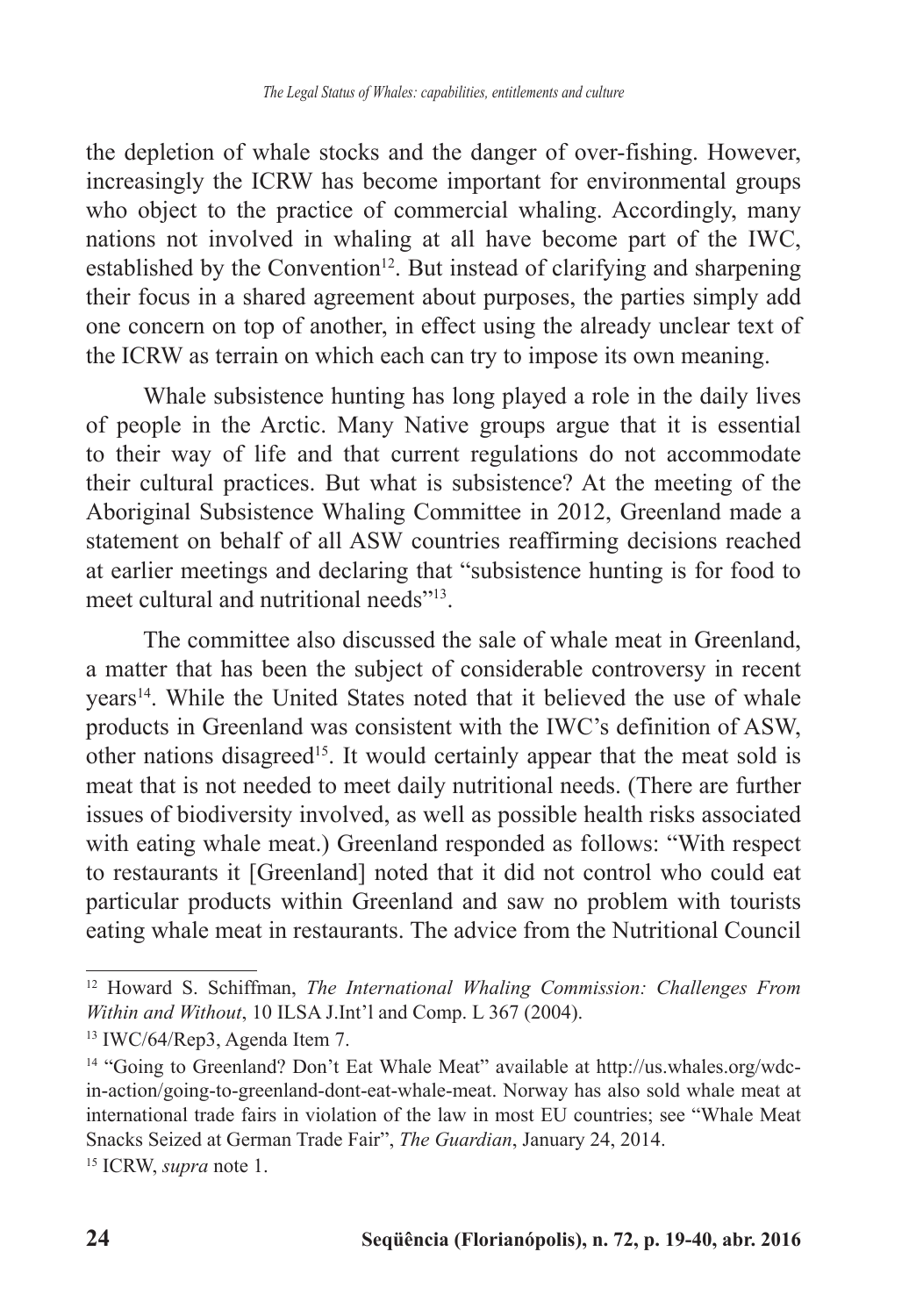the depletion of whale stocks and the danger of over-fishing. However, increasingly the ICRW has become important for environmental groups who object to the practice of commercial whaling. Accordingly, many nations not involved in whaling at all have become part of the IWC, established by the Convention[12]. But instead of clarifying and sharpening their focus in a shared agreement about purposes, the parties simply add one concern on top of another, in effect using the already unclear text of the ICRW as terrain on which each can try to impose its own meaning.

Whale subsistence hunting has long played a role in the daily lives of people in the Arctic. Many Native groups argue that it is essential to their way of life and that current regulations do not accommodate their cultural practices. But what is subsistence? At the meeting of the Aboriginal Subsistence Whaling Committee in 2012, Greenland made a statement on behalf of all ASW countries reaffirming decisions reached at earlier meetings and declaring that "subsistence hunting is for food to meet cultural and nutritional needs"[13].

The committee also discussed the sale of whale meat in Greenland, a matter that has been the subject of considerable controversy in recent years[14]. While the United States noted that it believed the use of whale products in Greenland was consistent with the IWC's definition of ASW, other nations disagreed[15]. It would certainly appear that the meat sold is meat that is not needed to meet daily nutritional needs. (There are further issues of biodiversity involved, as well as possible health risks associated with eating whale meat.) Greenland responded as follows: "With respect to restaurants it [Greenland] noted that it did not control who could eat particular products within Greenland and saw no problem with tourists eating whale meat in restaurants. The advice from the Nutritional Council

---

[12] Howard S. Schiffman, *The International Whaling Commission: Challenges From Within and Without*, 10 ILSA J.Int'l and Comp. L 367 (2004).

[13] IWC/64/Rep3, Agenda Item 7.

[14] "Going to Greenland? Don't Eat Whale Meat" available at http://us.whales.org/wdc-in-action/going-to-greenland-dont-eat-whale-meat. Norway has also sold whale meat at international trade fairs in violation of the law in most EU countries; see "Whale Meat Snacks Seized at German Trade Fair", *The Guardian*, January 24, 2014.

[15] ICRW, *supra* note 1.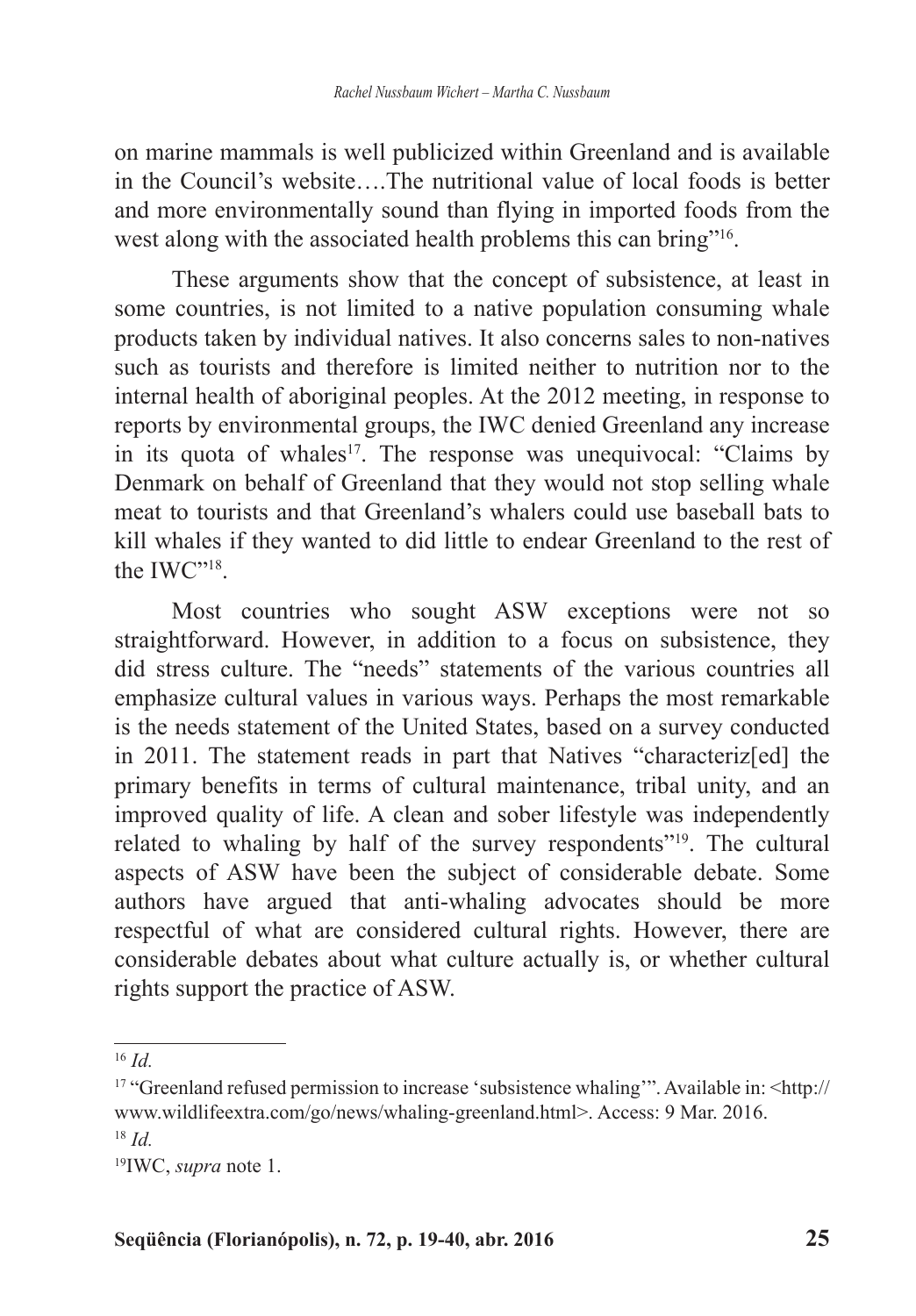on marine mammals is well publicized within Greenland and is available in the Council's website….The nutritional value of local foods is better and more environmentally sound than flying in imported foods from the west along with the associated health problems this can bring"[16].

These arguments show that the concept of subsistence, at least in some countries, is not limited to a native population consuming whale products taken by individual natives. It also concerns sales to non-natives such as tourists and therefore is limited neither to nutrition nor to the internal health of aboriginal peoples. At the 2012 meeting, in response to reports by environmental groups, the IWC denied Greenland any increase in its quota of whales[17]. The response was unequivocal: "Claims by Denmark on behalf of Greenland that they would not stop selling whale meat to tourists and that Greenland's whalers could use baseball bats to kill whales if they wanted to did little to endear Greenland to the rest of the IWC"[18].

Most countries who sought ASW exceptions were not so straightforward. However, in addition to a focus on subsistence, they did stress culture. The "needs" statements of the various countries all emphasize cultural values in various ways. Perhaps the most remarkable is the needs statement of the United States, based on a survey conducted in 2011. The statement reads in part that Natives "characteriz[ed] the primary benefits in terms of cultural maintenance, tribal unity, and an improved quality of life. A clean and sober lifestyle was independently related to whaling by half of the survey respondents"[19]. The cultural aspects of ASW have been the subject of considerable debate. Some authors have argued that anti-whaling advocates should be more respectful of what are considered cultural rights. However, there are considerable debates about what culture actually is, or whether cultural rights support the practice of ASW.

---

[16] *Id.*

[17] "Greenland refused permission to increase 'subsistence whaling'". Available in: <http://www.wildlifeextra.com/go/news/whaling-greenland.html>. Access: 9 Mar. 2016.

[18] *Id.*

[19] IWC, *supra* note 1.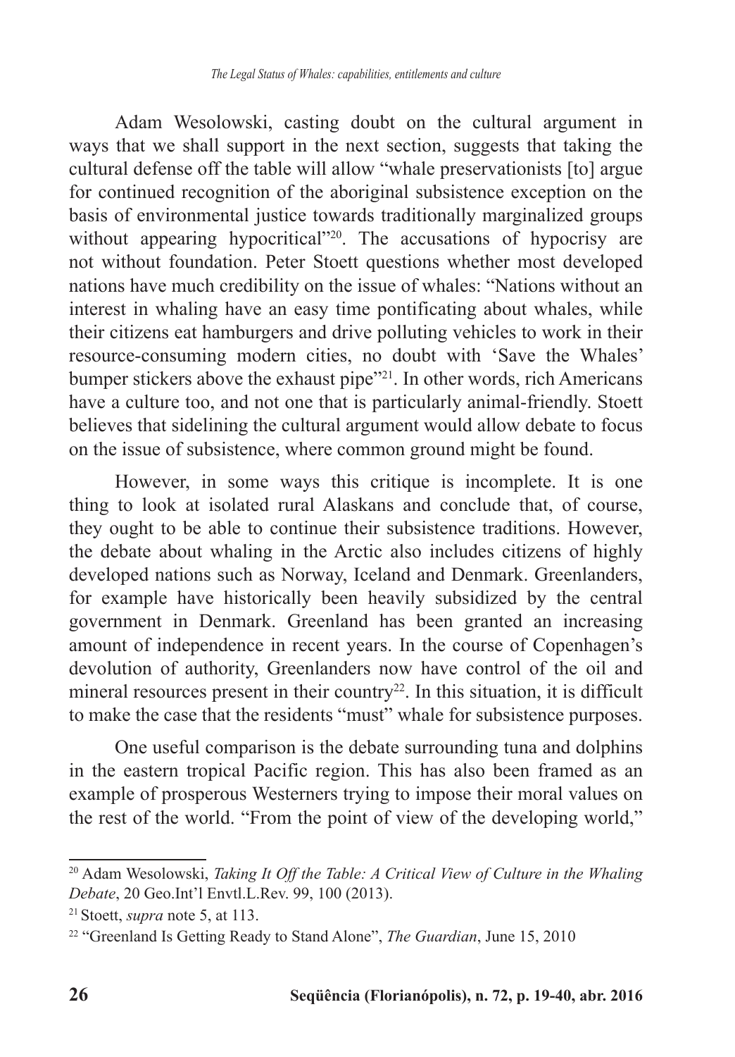Adam Wesolowski, casting doubt on the cultural argument in ways that we shall support in the next section, suggests that taking the cultural defense off the table will allow "whale preservationists [to] argue for continued recognition of the aboriginal subsistence exception on the basis of environmental justice towards traditionally marginalized groups without appearing hypocritical"[20]. The accusations of hypocrisy are not without foundation. Peter Stoett questions whether most developed nations have much credibility on the issue of whales: "Nations without an interest in whaling have an easy time pontificating about whales, while their citizens eat hamburgers and drive polluting vehicles to work in their resource-consuming modern cities, no doubt with 'Save the Whales' bumper stickers above the exhaust pipe"[21]. In other words, rich Americans have a culture too, and not one that is particularly animal-friendly. Stoett believes that sidelining the cultural argument would allow debate to focus on the issue of subsistence, where common ground might be found.

However, in some ways this critique is incomplete. It is one thing to look at isolated rural Alaskans and conclude that, of course, they ought to be able to continue their subsistence traditions. However, the debate about whaling in the Arctic also includes citizens of highly developed nations such as Norway, Iceland and Denmark. Greenlanders, for example have historically been heavily subsidized by the central government in Denmark. Greenland has been granted an increasing amount of independence in recent years. In the course of Copenhagen's devolution of authority, Greenlanders now have control of the oil and mineral resources present in their country[22]. In this situation, it is difficult to make the case that the residents "must" whale for subsistence purposes.

One useful comparison is the debate surrounding tuna and dolphins in the eastern tropical Pacific region. This has also been framed as an example of prosperous Westerners trying to impose their moral values on the rest of the world. "From the point of view of the developing world,"

---

[20] Adam Wesolowski, *Taking It Off the Table: A Critical View of Culture in the Whaling Debate*, 20 Geo.Int'l Envtl.L.Rev. 99, 100 (2013).

[21] Stoett, *supra* note 5, at 113.

[22] "Greenland Is Getting Ready to Stand Alone", *The Guardian*, June 15, 2010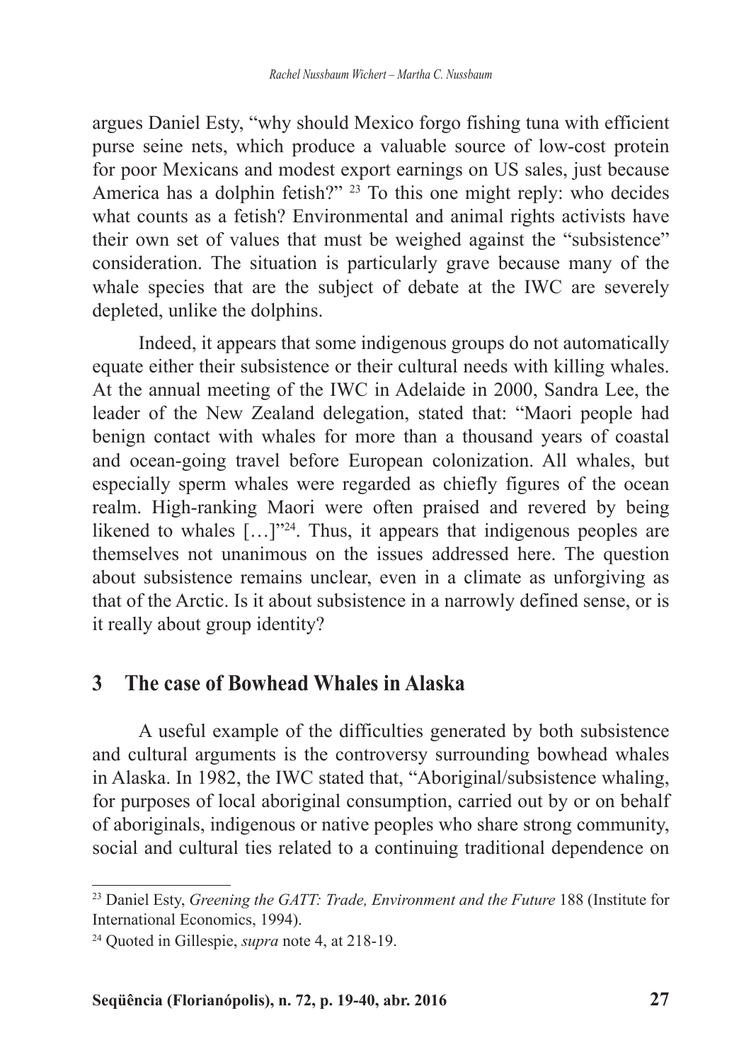argues Daniel Esty, "why should Mexico forgo fishing tuna with efficient purse seine nets, which produce a valuable source of low-cost protein for poor Mexicans and modest export earnings on US sales, just because America has a dolphin fetish?" [23] To this one might reply: who decides what counts as a fetish? Environmental and animal rights activists have their own set of values that must be weighed against the "subsistence" consideration. The situation is particularly grave because many of the whale species that are the subject of debate at the IWC are severely depleted, unlike the dolphins.

Indeed, it appears that some indigenous groups do not automatically equate either their subsistence or their cultural needs with killing whales. At the annual meeting of the IWC in Adelaide in 2000, Sandra Lee, the leader of the New Zealand delegation, stated that: "Maori people had benign contact with whales for more than a thousand years of coastal and ocean-going travel before European colonization. All whales, but especially sperm whales were regarded as chiefly figures of the ocean realm. High-ranking Maori were often praised and revered by being likened to whales […]"[24]. Thus, it appears that indigenous peoples are themselves not unanimous on the issues addressed here. The question about subsistence remains unclear, even in a climate as unforgiving as that of the Arctic. Is it about subsistence in a narrowly defined sense, or is it really about group identity?

## 3 The case of Bowhead Whales in Alaska

A useful example of the difficulties generated by both subsistence and cultural arguments is the controversy surrounding bowhead whales in Alaska. In 1982, the IWC stated that, "Aboriginal/subsistence whaling, for purposes of local aboriginal consumption, carried out by or on behalf of aboriginals, indigenous or native peoples who share strong community, social and cultural ties related to a continuing traditional dependence on

---

[23] Daniel Esty, *Greening the GATT: Trade, Environment and the Future* 188 (Institute for International Economics, 1994).

[24] Quoted in Gillespie, *supra* note 4, at 218-19.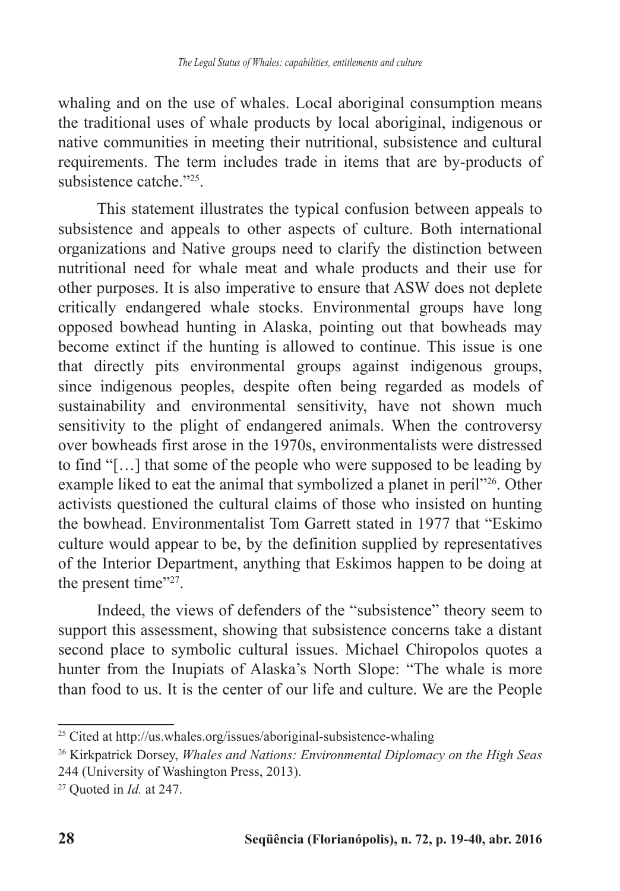whaling and on the use of whales. Local aboriginal consumption means the traditional uses of whale products by local aboriginal, indigenous or native communities in meeting their nutritional, subsistence and cultural requirements. The term includes trade in items that are by-products of subsistence catche."[25].

This statement illustrates the typical confusion between appeals to subsistence and appeals to other aspects of culture. Both international organizations and Native groups need to clarify the distinction between nutritional need for whale meat and whale products and their use for other purposes. It is also imperative to ensure that ASW does not deplete critically endangered whale stocks. Environmental groups have long opposed bowhead hunting in Alaska, pointing out that bowheads may become extinct if the hunting is allowed to continue. This issue is one that directly pits environmental groups against indigenous groups, since indigenous peoples, despite often being regarded as models of sustainability and environmental sensitivity, have not shown much sensitivity to the plight of endangered animals. When the controversy over bowheads first arose in the 1970s, environmentalists were distressed to find "[…] that some of the people who were supposed to be leading by example liked to eat the animal that symbolized a planet in peril"[26]. Other activists questioned the cultural claims of those who insisted on hunting the bowhead. Environmentalist Tom Garrett stated in 1977 that "Eskimo culture would appear to be, by the definition supplied by representatives of the Interior Department, anything that Eskimos happen to be doing at the present time"[27].

Indeed, the views of defenders of the "subsistence" theory seem to support this assessment, showing that subsistence concerns take a distant second place to symbolic cultural issues. Michael Chiropolos quotes a hunter from the Inupiats of Alaska's North Slope: "The whale is more than food to us. It is the center of our life and culture. We are the People

---

[25] Cited at http://us.whales.org/issues/aboriginal-subsistence-whaling

[26] Kirkpatrick Dorsey, *Whales and Nations: Environmental Diplomacy on the High Seas* 244 (University of Washington Press, 2013).

[27] Quoted in *Id.* at 247.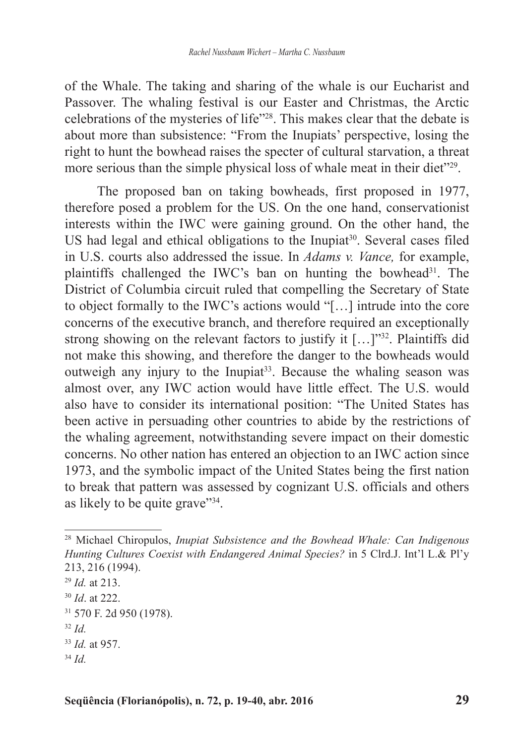of the Whale. The taking and sharing of the whale is our Eucharist and Passover. The whaling festival is our Easter and Christmas, the Arctic celebrations of the mysteries of life"[28]. This makes clear that the debate is about more than subsistence: "From the Inupiats' perspective, losing the right to hunt the bowhead raises the specter of cultural starvation, a threat more serious than the simple physical loss of whale meat in their diet"[29].

The proposed ban on taking bowheads, first proposed in 1977, therefore posed a problem for the US. On the one hand, conservationist interests within the IWC were gaining ground. On the other hand, the US had legal and ethical obligations to the Inupiat[30]. Several cases filed in U.S. courts also addressed the issue. In *Adams v. Vance,* for example, plaintiffs challenged the IWC's ban on hunting the bowhead[31]. The District of Columbia circuit ruled that compelling the Secretary of State to object formally to the IWC's actions would "[…] intrude into the core concerns of the executive branch, and therefore required an exceptionally strong showing on the relevant factors to justify it […]"[32]. Plaintiffs did not make this showing, and therefore the danger to the bowheads would outweigh any injury to the Inupiat[33]. Because the whaling season was almost over, any IWC action would have little effect. The U.S. would also have to consider its international position: "The United States has been active in persuading other countries to abide by the restrictions of the whaling agreement, notwithstanding severe impact on their domestic concerns. No other nation has entered an objection to an IWC action since 1973, and the symbolic impact of the United States being the first nation to break that pattern was assessed by cognizant U.S. officials and others as likely to be quite grave"[34].

---

[28] Michael Chiropulos, *Inupiat Subsistence and the Bowhead Whale: Can Indigenous Hunting Cultures Coexist with Endangered Animal Species?* in 5 Clrd.J. Int'l L.& Pl'y 213, 216 (1994).

[29] *Id.* at 213.

[30] *Id*. at 222.

[31] 570 F. 2d 950 (1978).

[32] *Id.*

[33] *Id.* at 957.

[34] *Id.*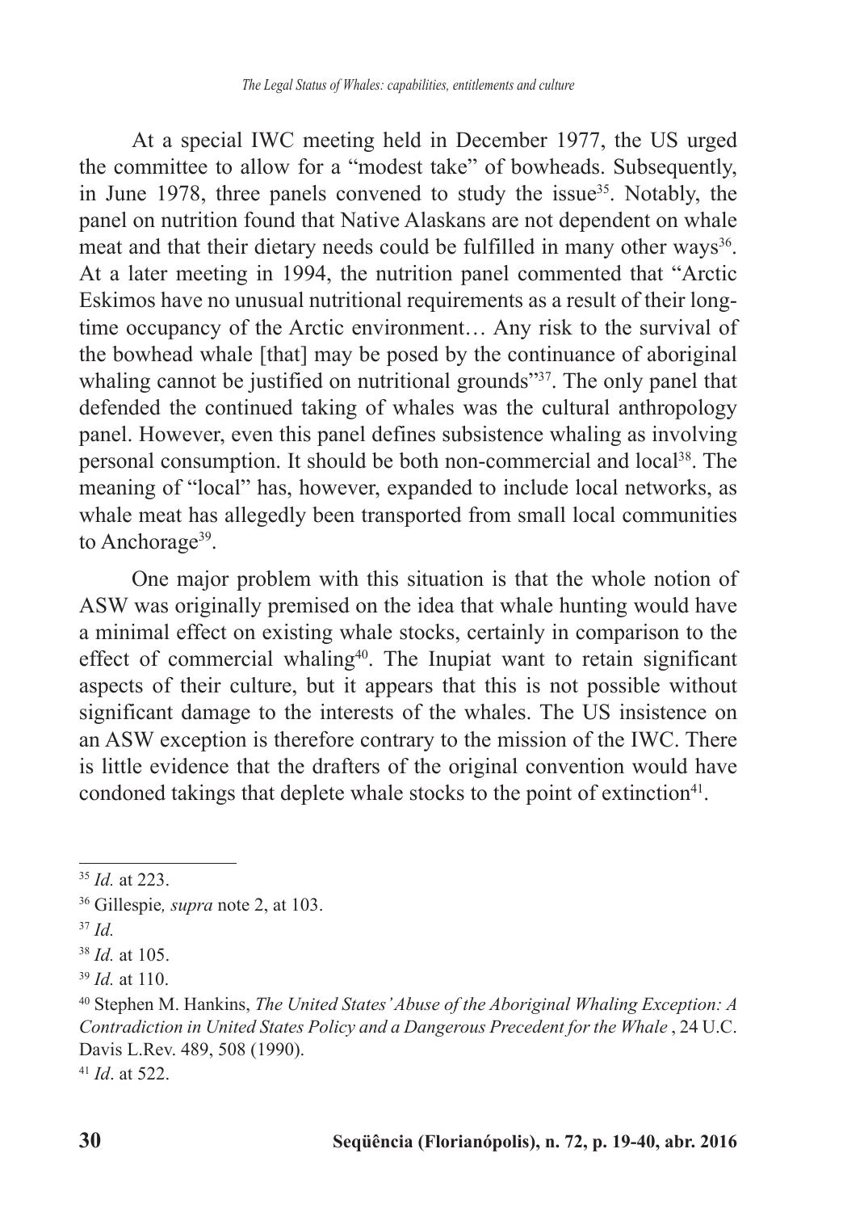At a special IWC meeting held in December 1977, the US urged the committee to allow for a "modest take" of bowheads. Subsequently, in June 1978, three panels convened to study the issue[35]. Notably, the panel on nutrition found that Native Alaskans are not dependent on whale meat and that their dietary needs could be fulfilled in many other ways[36]. At a later meeting in 1994, the nutrition panel commented that "Arctic Eskimos have no unusual nutritional requirements as a result of their long-time occupancy of the Arctic environment… Any risk to the survival of the bowhead whale [that] may be posed by the continuance of aboriginal whaling cannot be justified on nutritional grounds"[37]. The only panel that defended the continued taking of whales was the cultural anthropology panel. However, even this panel defines subsistence whaling as involving personal consumption. It should be both non-commercial and local[38]. The meaning of "local" has, however, expanded to include local networks, as whale meat has allegedly been transported from small local communities to Anchorage[39].

One major problem with this situation is that the whole notion of ASW was originally premised on the idea that whale hunting would have a minimal effect on existing whale stocks, certainly in comparison to the effect of commercial whaling[40]. The Inupiat want to retain significant aspects of their culture, but it appears that this is not possible without significant damage to the interests of the whales. The US insistence on an ASW exception is therefore contrary to the mission of the IWC. There is little evidence that the drafters of the original convention would have condoned takings that deplete whale stocks to the point of extinction[41].

---

[35] *Id.* at 223.

[36] Gillespie*, supra* note 2, at 103.

[37] *Id.*

[38] *Id.* at 105.

[39] *Id.* at 110.

[40] Stephen M. Hankins, *The United States' Abuse of the Aboriginal Whaling Exception: A Contradiction in United States Policy and a Dangerous Precedent for the Whale* , 24 U.C. Davis L.Rev. 489, 508 (1990).

[41] *Id*. at 522.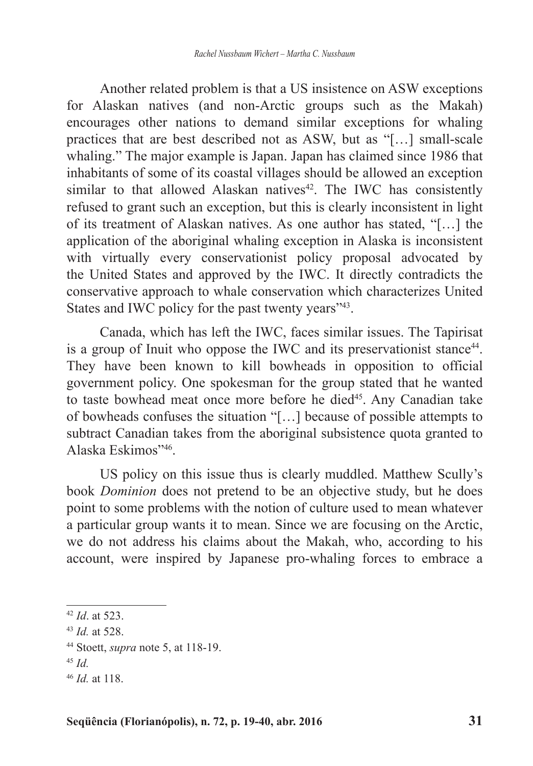Another related problem is that a US insistence on ASW exceptions for Alaskan natives (and non-Arctic groups such as the Makah) encourages other nations to demand similar exceptions for whaling practices that are best described not as ASW, but as "[…] small-scale whaling." The major example is Japan. Japan has claimed since 1986 that inhabitants of some of its coastal villages should be allowed an exception similar to that allowed Alaskan natives[42]. The IWC has consistently refused to grant such an exception, but this is clearly inconsistent in light of its treatment of Alaskan natives. As one author has stated, "[…] the application of the aboriginal whaling exception in Alaska is inconsistent with virtually every conservationist policy proposal advocated by the United States and approved by the IWC. It directly contradicts the conservative approach to whale conservation which characterizes United States and IWC policy for the past twenty years"[43].

Canada, which has left the IWC, faces similar issues. The Tapirisat is a group of Inuit who oppose the IWC and its preservationist stance[44]. They have been known to kill bowheads in opposition to official government policy. One spokesman for the group stated that he wanted to taste bowhead meat once more before he died[45]. Any Canadian take of bowheads confuses the situation "[…] because of possible attempts to subtract Canadian takes from the aboriginal subsistence quota granted to Alaska Eskimos"[46].

US policy on this issue thus is clearly muddled. Matthew Scully's book *Dominion* does not pretend to be an objective study, but he does point to some problems with the notion of culture used to mean whatever a particular group wants it to mean. Since we are focusing on the Arctic, we do not address his claims about the Makah, who, according to his account, were inspired by Japanese pro-whaling forces to embrace a

---

[42] *Id*. at 523.

[43] *Id.* at 528.

[44] Stoett, *supra* note 5, at 118-19.

[45] *Id.*

[46] *Id.* at 118.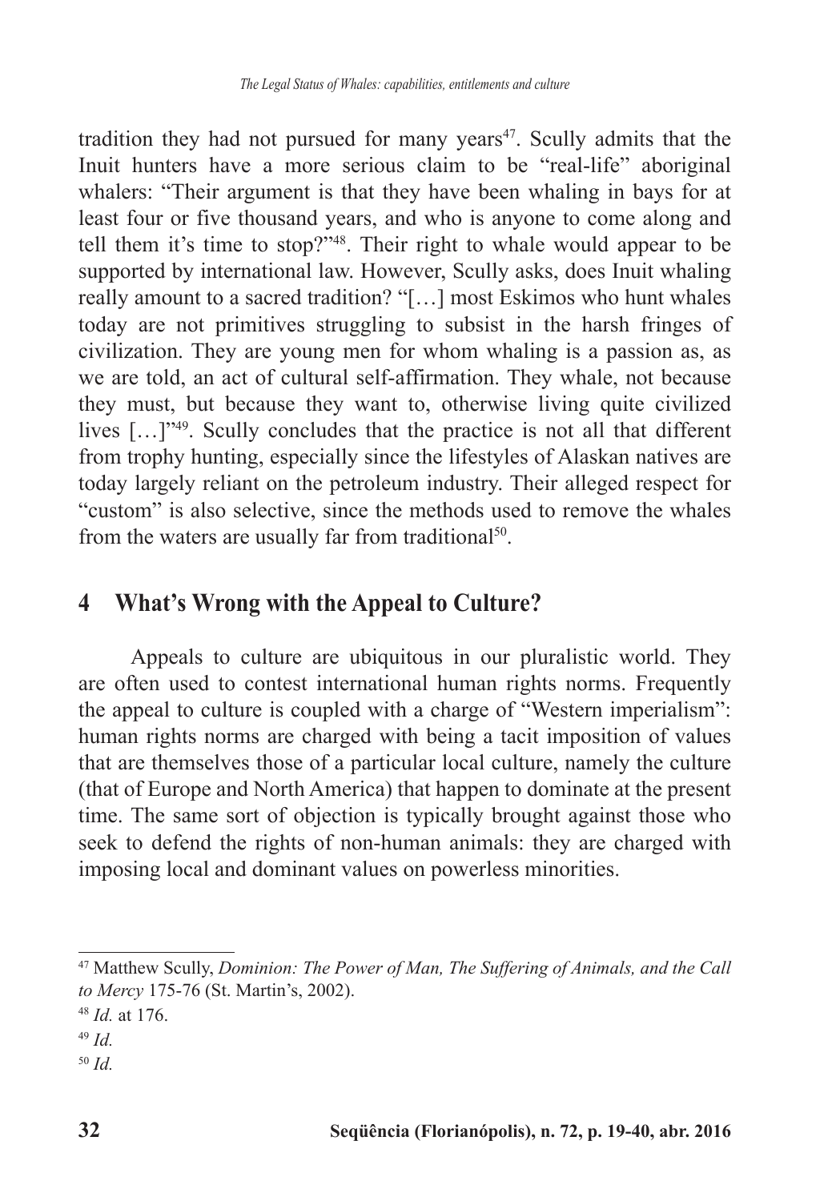tradition they had not pursued for many years[47]. Scully admits that the Inuit hunters have a more serious claim to be "real-life" aboriginal whalers: "Their argument is that they have been whaling in bays for at least four or five thousand years, and who is anyone to come along and tell them it's time to stop?"[48]. Their right to whale would appear to be supported by international law. However, Scully asks, does Inuit whaling really amount to a sacred tradition? "[…] most Eskimos who hunt whales today are not primitives struggling to subsist in the harsh fringes of civilization. They are young men for whom whaling is a passion as, as we are told, an act of cultural self-affirmation. They whale, not because they must, but because they want to, otherwise living quite civilized lives […]"[49]. Scully concludes that the practice is not all that different from trophy hunting, especially since the lifestyles of Alaskan natives are today largely reliant on the petroleum industry. Their alleged respect for "custom" is also selective, since the methods used to remove the whales from the waters are usually far from traditional[50].

## 4 What's Wrong with the Appeal to Culture?

Appeals to culture are ubiquitous in our pluralistic world. They are often used to contest international human rights norms. Frequently the appeal to culture is coupled with a charge of "Western imperialism": human rights norms are charged with being a tacit imposition of values that are themselves those of a particular local culture, namely the culture (that of Europe and North America) that happen to dominate at the present time. The same sort of objection is typically brought against those who seek to defend the rights of non-human animals: they are charged with imposing local and dominant values on powerless minorities.

---

[47] Matthew Scully, *Dominion: The Power of Man, The Suffering of Animals, and the Call to Mercy* 175-76 (St. Martin's, 2002).

[48] *Id.* at 176.

[49] *Id.*

[50] *Id.*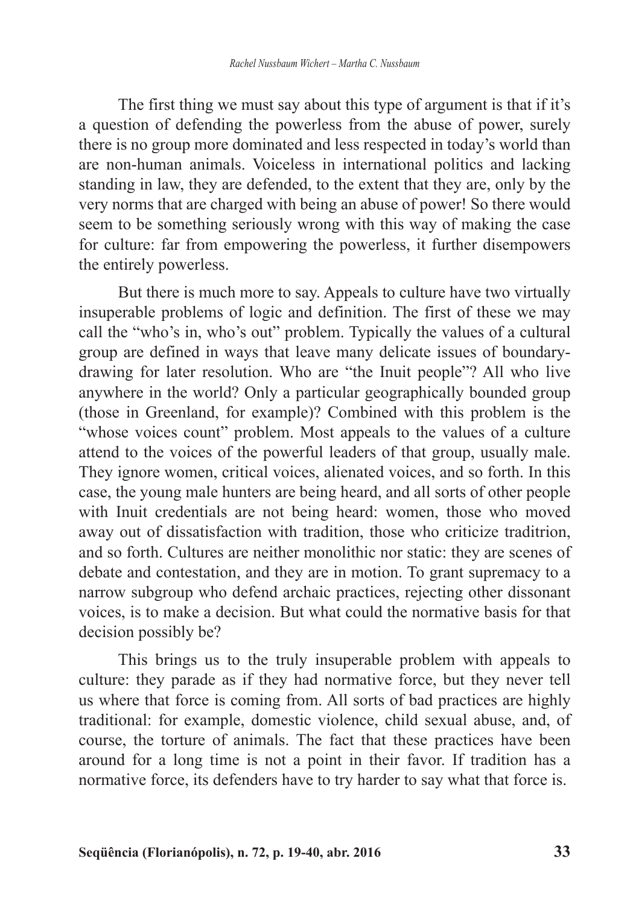The first thing we must say about this type of argument is that if it's a question of defending the powerless from the abuse of power, surely there is no group more dominated and less respected in today's world than are non-human animals. Voiceless in international politics and lacking standing in law, they are defended, to the extent that they are, only by the very norms that are charged with being an abuse of power! So there would seem to be something seriously wrong with this way of making the case for culture: far from empowering the powerless, it further disempowers the entirely powerless.

But there is much more to say. Appeals to culture have two virtually insuperable problems of logic and definition. The first of these we may call the "who's in, who's out" problem. Typically the values of a cultural group are defined in ways that leave many delicate issues of boundary-drawing for later resolution. Who are "the Inuit people"? All who live anywhere in the world? Only a particular geographically bounded group (those in Greenland, for example)? Combined with this problem is the "whose voices count" problem. Most appeals to the values of a culture attend to the voices of the powerful leaders of that group, usually male. They ignore women, critical voices, alienated voices, and so forth. In this case, the young male hunters are being heard, and all sorts of other people with Inuit credentials are not being heard: women, those who moved away out of dissatisfaction with tradition, those who criticize traditrion, and so forth. Cultures are neither monolithic nor static: they are scenes of debate and contestation, and they are in motion. To grant supremacy to a narrow subgroup who defend archaic practices, rejecting other dissonant voices, is to make a decision. But what could the normative basis for that decision possibly be?

This brings us to the truly insuperable problem with appeals to culture: they parade as if they had normative force, but they never tell us where that force is coming from. All sorts of bad practices are highly traditional: for example, domestic violence, child sexual abuse, and, of course, the torture of animals. The fact that these practices have been around for a long time is not a point in their favor. If tradition has a normative force, its defenders have to try harder to say what that force is.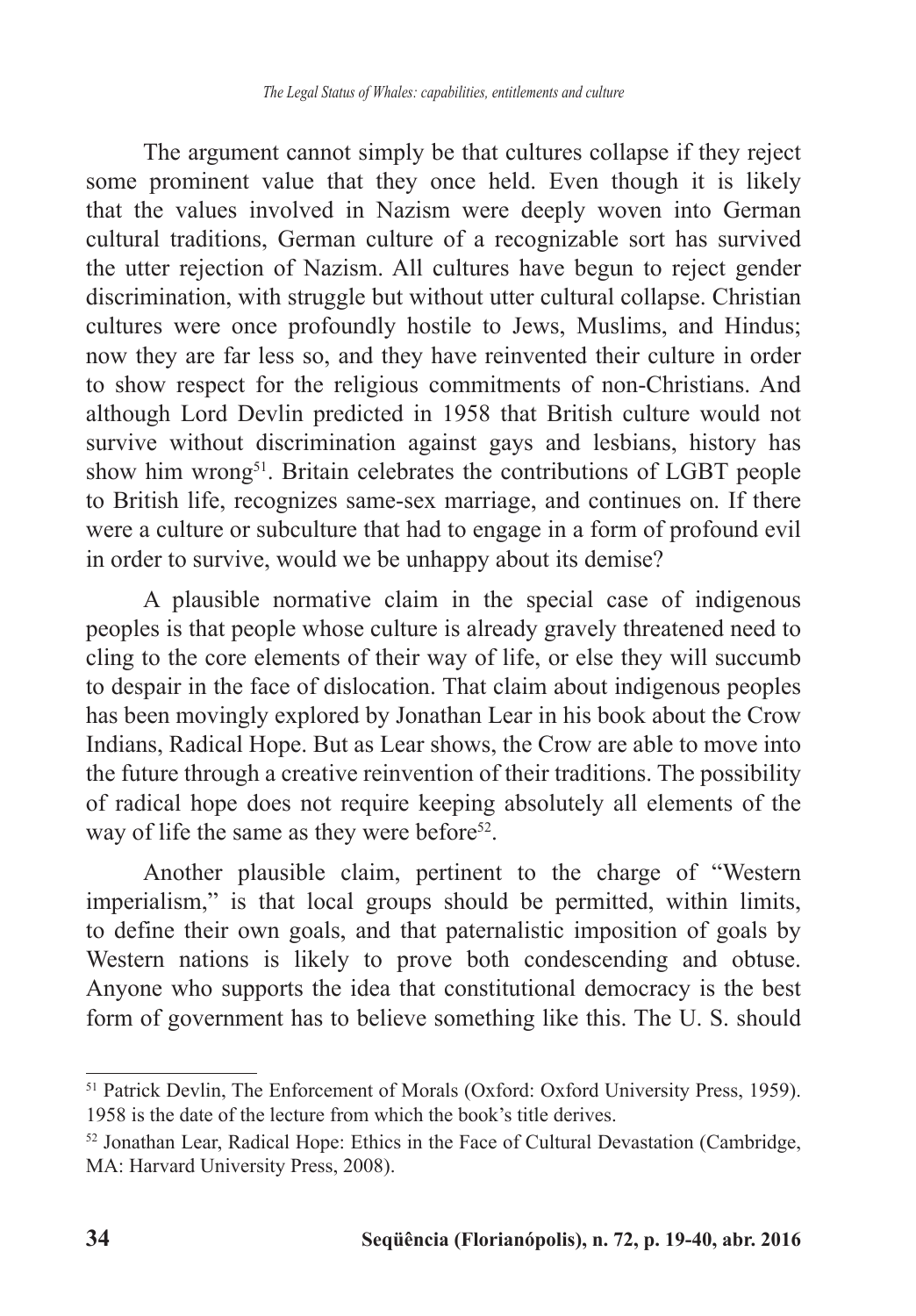The argument cannot simply be that cultures collapse if they reject some prominent value that they once held. Even though it is likely that the values involved in Nazism were deeply woven into German cultural traditions, German culture of a recognizable sort has survived the utter rejection of Nazism. All cultures have begun to reject gender discrimination, with struggle but without utter cultural collapse. Christian cultures were once profoundly hostile to Jews, Muslims, and Hindus; now they are far less so, and they have reinvented their culture in order to show respect for the religious commitments of non-Christians. And although Lord Devlin predicted in 1958 that British culture would not survive without discrimination against gays and lesbians, history has show him wrong[51]. Britain celebrates the contributions of LGBT people to British life, recognizes same-sex marriage, and continues on. If there were a culture or subculture that had to engage in a form of profound evil in order to survive, would we be unhappy about its demise?

A plausible normative claim in the special case of indigenous peoples is that people whose culture is already gravely threatened need to cling to the core elements of their way of life, or else they will succumb to despair in the face of dislocation. That claim about indigenous peoples has been movingly explored by Jonathan Lear in his book about the Crow Indians, Radical Hope. But as Lear shows, the Crow are able to move into the future through a creative reinvention of their traditions. The possibility of radical hope does not require keeping absolutely all elements of the way of life the same as they were before[52].

Another plausible claim, pertinent to the charge of "Western imperialism," is that local groups should be permitted, within limits, to define their own goals, and that paternalistic imposition of goals by Western nations is likely to prove both condescending and obtuse. Anyone who supports the idea that constitutional democracy is the best form of government has to believe something like this. The U. S. should

---

[51] Patrick Devlin, The Enforcement of Morals (Oxford: Oxford University Press, 1959). 1958 is the date of the lecture from which the book's title derives.

[52] Jonathan Lear, Radical Hope: Ethics in the Face of Cultural Devastation (Cambridge, MA: Harvard University Press, 2008).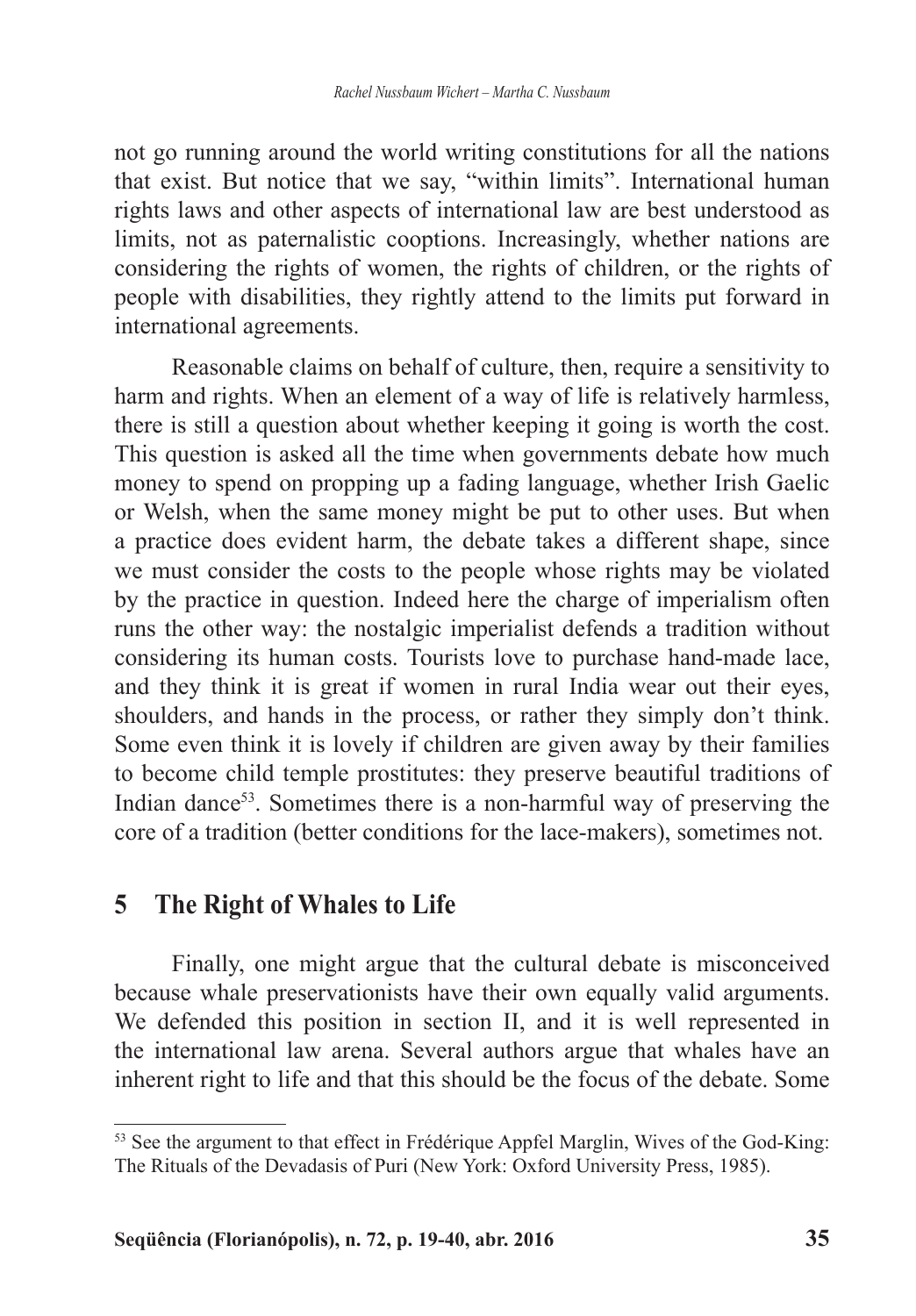not go running around the world writing constitutions for all the nations that exist. But notice that we say, "within limits". International human rights laws and other aspects of international law are best understood as limits, not as paternalistic cooptions. Increasingly, whether nations are considering the rights of women, the rights of children, or the rights of people with disabilities, they rightly attend to the limits put forward in international agreements.

Reasonable claims on behalf of culture, then, require a sensitivity to harm and rights. When an element of a way of life is relatively harmless, there is still a question about whether keeping it going is worth the cost. This question is asked all the time when governments debate how much money to spend on propping up a fading language, whether Irish Gaelic or Welsh, when the same money might be put to other uses. But when a practice does evident harm, the debate takes a different shape, since we must consider the costs to the people whose rights may be violated by the practice in question. Indeed here the charge of imperialism often runs the other way: the nostalgic imperialist defends a tradition without considering its human costs. Tourists love to purchase hand-made lace, and they think it is great if women in rural India wear out their eyes, shoulders, and hands in the process, or rather they simply don't think. Some even think it is lovely if children are given away by their families to become child temple prostitutes: they preserve beautiful traditions of Indian dance[53]. Sometimes there is a non-harmful way of preserving the core of a tradition (better conditions for the lace-makers), sometimes not.

## 5 The Right of Whales to Life

Finally, one might argue that the cultural debate is misconceived because whale preservationists have their own equally valid arguments. We defended this position in section II, and it is well represented in the international law arena. Several authors argue that whales have an inherent right to life and that this should be the focus of the debate. Some

---

[53] See the argument to that effect in Frédérique Appfel Marglin, Wives of the God-King: The Rituals of the Devadasis of Puri (New York: Oxford University Press, 1985).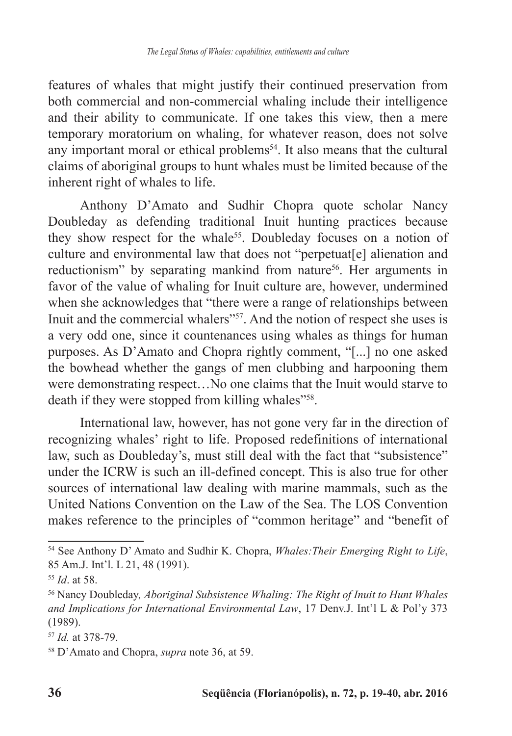features of whales that might justify their continued preservation from both commercial and non-commercial whaling include their intelligence and their ability to communicate. If one takes this view, then a mere temporary moratorium on whaling, for whatever reason, does not solve any important moral or ethical problems[54]. It also means that the cultural claims of aboriginal groups to hunt whales must be limited because of the inherent right of whales to life.

Anthony D'Amato and Sudhir Chopra quote scholar Nancy Doubleday as defending traditional Inuit hunting practices because they show respect for the whale[55]. Doubleday focuses on a notion of culture and environmental law that does not "perpetuat[e] alienation and reductionism" by separating mankind from nature[56]. Her arguments in favor of the value of whaling for Inuit culture are, however, undermined when she acknowledges that "there were a range of relationships between Inuit and the commercial whalers"[57]. And the notion of respect she uses is a very odd one, since it countenances using whales as things for human purposes. As D'Amato and Chopra rightly comment, "[...] no one asked the bowhead whether the gangs of men clubbing and harpooning them were demonstrating respect…No one claims that the Inuit would starve to death if they were stopped from killing whales"[58].

International law, however, has not gone very far in the direction of recognizing whales' right to life. Proposed redefinitions of international law, such as Doubleday's, must still deal with the fact that "subsistence" under the ICRW is such an ill-defined concept. This is also true for other sources of international law dealing with marine mammals, such as the United Nations Convention on the Law of the Sea. The LOS Convention makes reference to the principles of "common heritage" and "benefit of

---

[54] See Anthony D' Amato and Sudhir K. Chopra, *Whales:Their Emerging Right to Life*, 85 Am.J. Int'l. L 21, 48 (1991).

[55] *Id*. at 58.

[56] Nancy Doubleday*, Aboriginal Subsistence Whaling: The Right of Inuit to Hunt Whales and Implications for International Environmental Law*, 17 Denv.J. Int'l L & Pol'y 373 (1989).

[57] *Id.* at 378-79.

[58] D'Amato and Chopra, *supra* note 36, at 59.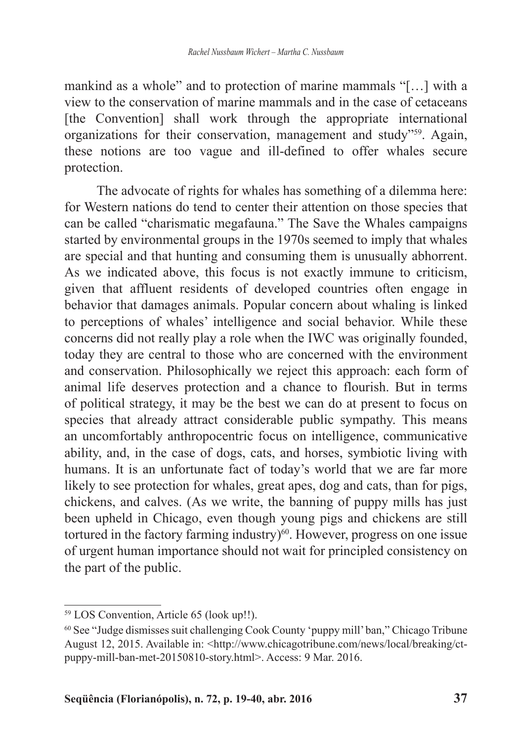mankind as a whole" and to protection of marine mammals "[…] with a view to the conservation of marine mammals and in the case of cetaceans [the Convention] shall work through the appropriate international organizations for their conservation, management and study"[59]. Again, these notions are too vague and ill-defined to offer whales secure protection.

The advocate of rights for whales has something of a dilemma here: for Western nations do tend to center their attention on those species that can be called "charismatic megafauna." The Save the Whales campaigns started by environmental groups in the 1970s seemed to imply that whales are special and that hunting and consuming them is unusually abhorrent. As we indicated above, this focus is not exactly immune to criticism, given that affluent residents of developed countries often engage in behavior that damages animals. Popular concern about whaling is linked to perceptions of whales' intelligence and social behavior. While these concerns did not really play a role when the IWC was originally founded, today they are central to those who are concerned with the environment and conservation. Philosophically we reject this approach: each form of animal life deserves protection and a chance to flourish. But in terms of political strategy, it may be the best we can do at present to focus on species that already attract considerable public sympathy. This means an uncomfortably anthropocentric focus on intelligence, communicative ability, and, in the case of dogs, cats, and horses, symbiotic living with humans. It is an unfortunate fact of today's world that we are far more likely to see protection for whales, great apes, dog and cats, than for pigs, chickens, and calves. (As we write, the banning of puppy mills has just been upheld in Chicago, even though young pigs and chickens are still tortured in the factory farming industry)[60]. However, progress on one issue of urgent human importance should not wait for principled consistency on the part of the public.

---

[59] LOS Convention, Article 65 (look up!!).

[60] See "Judge dismisses suit challenging Cook County 'puppy mill' ban," Chicago Tribune August 12, 2015. Available in: <http://www.chicagotribune.com/news/local/breaking/ct-puppy-mill-ban-met-20150810-story.html>. Access: 9 Mar. 2016.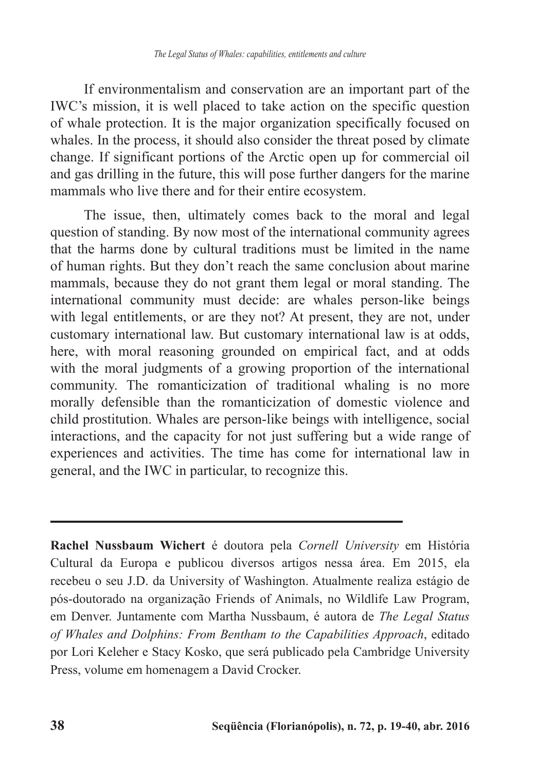If environmentalism and conservation are an important part of the IWC's mission, it is well placed to take action on the specific question of whale protection. It is the major organization specifically focused on whales. In the process, it should also consider the threat posed by climate change. If significant portions of the Arctic open up for commercial oil and gas drilling in the future, this will pose further dangers for the marine mammals who live there and for their entire ecosystem.

The issue, then, ultimately comes back to the moral and legal question of standing. By now most of the international community agrees that the harms done by cultural traditions must be limited in the name of human rights. But they don't reach the same conclusion about marine mammals, because they do not grant them legal or moral standing. The international community must decide: are whales person-like beings with legal entitlements, or are they not? At present, they are not, under customary international law. But customary international law is at odds, here, with moral reasoning grounded on empirical fact, and at odds with the moral judgments of a growing proportion of the international community. The romanticization of traditional whaling is no more morally defensible than the romanticization of domestic violence and child prostitution. Whales are person-like beings with intelligence, social interactions, and the capacity for not just suffering but a wide range of experiences and activities. The time has come for international law in general, and the IWC in particular, to recognize this.

---

**Rachel Nussbaum Wichert** é doutora pela *Cornell University* em História Cultural da Europa e publicou diversos artigos nessa área. Em 2015, ela recebeu o seu J.D. da University of Washington. Atualmente realiza estágio de pós-doutorado na organização Friends of Animals, no Wildlife Law Program, em Denver. Juntamente com Martha Nussbaum, é autora de *The Legal Status of Whales and Dolphins: From Bentham to the Capabilities Approach*, editado por Lori Keleher e Stacy Kosko, que será publicado pela Cambridge University Press, volume em homenagem a David Crocker.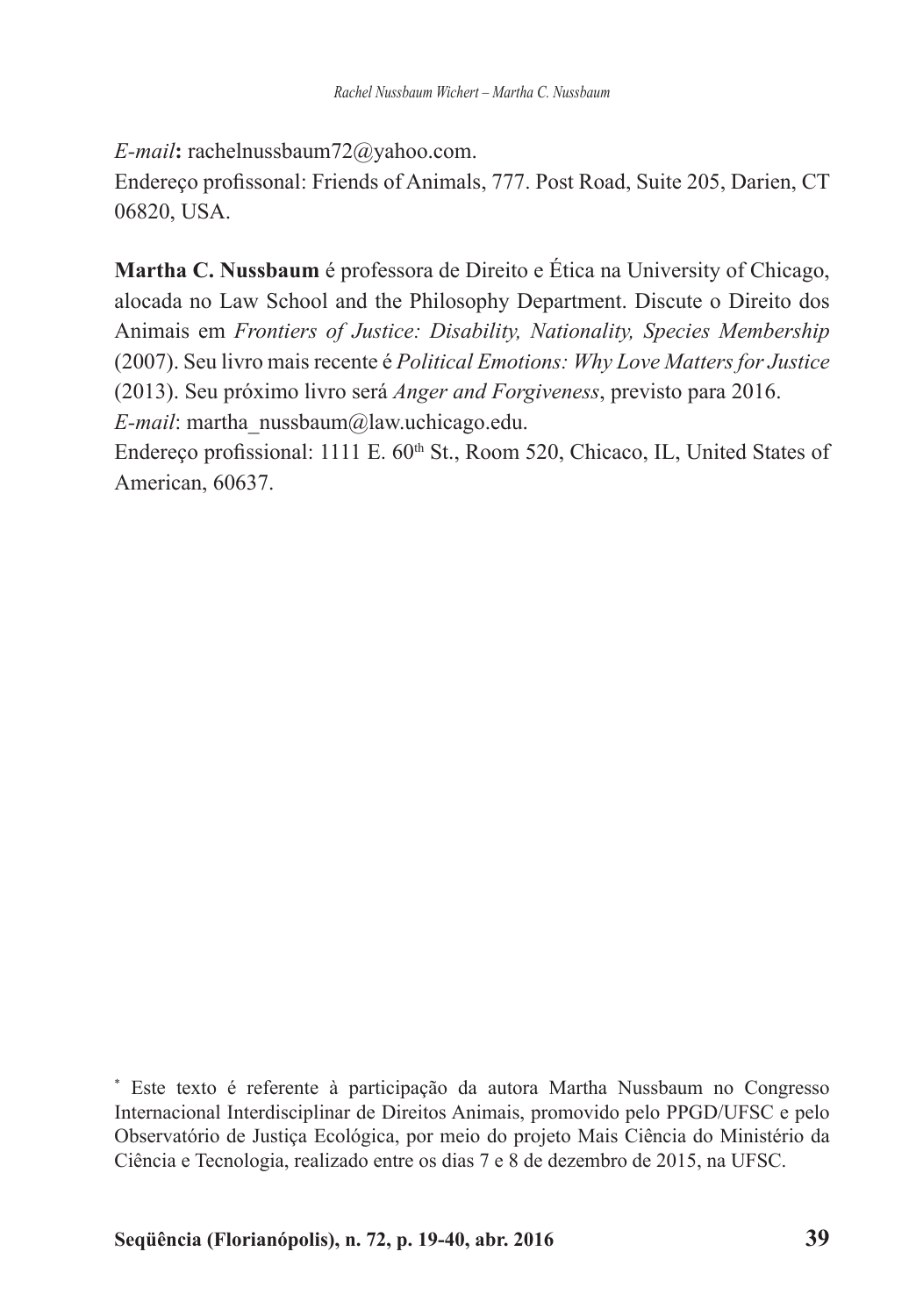*E-mail***:** rachelnussbaum72@yahoo.com.
Endereço profissonal: Friends of Animals, 777. Post Road, Suite 205, Darien, CT 06820, USA.

**Martha C. Nussbaum** é professora de Direito e Ética na University of Chicago, alocada no Law School and the Philosophy Department. Discute o Direito dos Animais em *Frontiers of Justice: Disability, Nationality, Species Membership* (2007). Seu livro mais recente é *Political Emotions: Why Love Matters for Justice* (2013). Seu próximo livro será *Anger and Forgiveness*, previsto para 2016.
*E-mail*: martha_nussbaum@law.uchicago.edu.
Endereço profissional: 1111 E. 60th St., Room 520, Chicaco, IL, United States of American, 60637.

[*] Este texto é referente à participação da autora Martha Nussbaum no Congresso Internacional Interdisciplinar de Direitos Animais, promovido pelo PPGD/UFSC e pelo Observatório de Justiça Ecológica, por meio do projeto Mais Ciência do Ministério da Ciência e Tecnologia, realizado entre os dias 7 e 8 de dezembro de 2015, na UFSC.